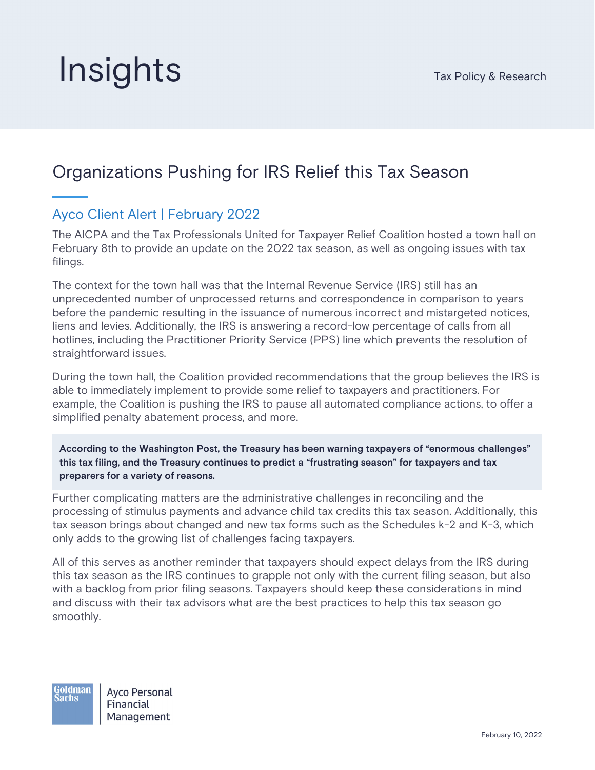# Insights

Tax Policy & Research

## Organizations Pushing for IRS Relief this Tax Season

### Ayco Client Alert | February 2022

The AICPA and the Tax Professionals United for Taxpayer Relief Coalition hosted a town hall on February 8th to provide an update on the 2022 tax season, as well as ongoing issues with tax filings.

The context for the town hall was that the Internal Revenue Service (IRS) still has an unprecedented number of unprocessed returns and correspondence in comparison to years before the pandemic resulting in the issuance of numerous incorrect and mistargeted notices, liens and levies. Additionally, the IRS is answering a record-low percentage of calls from all hotlines, including the Practitioner Priority Service (PPS) line which prevents the resolution of straightforward issues.

During the town hall, the Coalition provided recommendations that the group believes the IRS is able to immediately implement to provide some relief to taxpayers and practitioners. For example, the Coalition is pushing the IRS to pause all automated compliance actions, to offer a simplified penalty abatement process, and more.

> **According to the Washington Post, the Treasury has been warning taxpayers of "enormous challenges" this tax filing, and the Treasury continues to predict a "frustrating season" for taxpayers and tax preparers for a variety of reasons.**

Further complicating matters are the administrative challenges in reconciling and the processing of stimulus payments and advance child tax credits this tax season. Additionally, this tax season brings about changed and new tax forms such as the Schedules k-2 and K-3, which only adds to the growing list of challenges facing taxpayers.

All of this serves as another reminder that taxpayers should expect delays from the IRS during this tax season as the IRS continues to grapple not only with the current filing season, but also with a backlog from prior filing seasons. Taxpayers should keep these considerations in mind and discuss with their tax advisors what are the best practices to help this tax season go smoothly.

Goldman Sachs | Ayco Personal Financial Management

February 10, 2022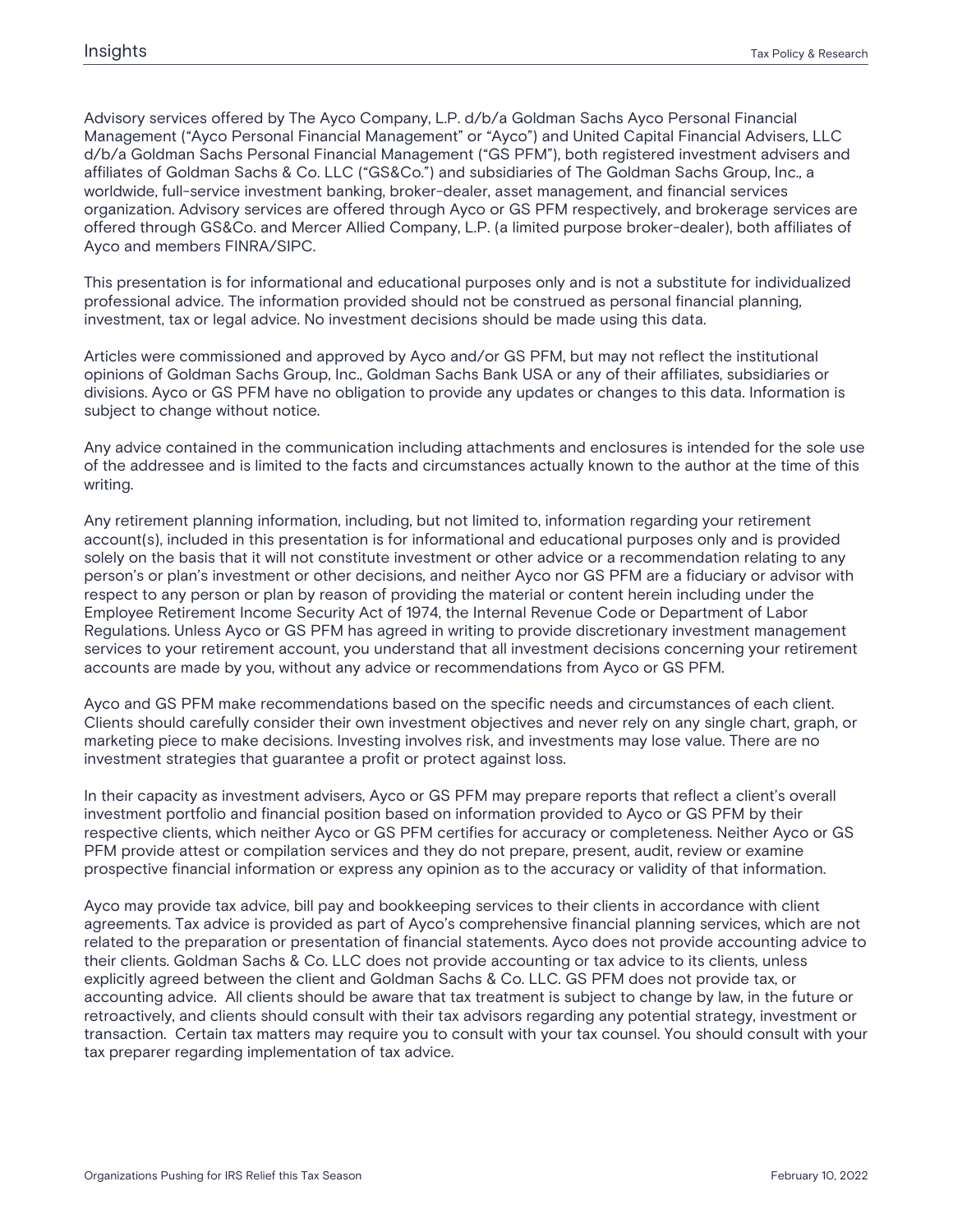Advisory services offered by The Ayco Company, L.P. d/b/a Goldman Sachs Ayco Personal Financial Management ("Ayco Personal Financial Management" or "Ayco") and United Capital Financial Advisers, LLC d/b/a Goldman Sachs Personal Financial Management ("GS PFM"), both registered investment advisers and affiliates of Goldman Sachs & Co. LLC ("GS&Co.") and subsidiaries of The Goldman Sachs Group, Inc., a worldwide, full-service investment banking, broker-dealer, asset management, and financial services organization. Advisory services are offered through Ayco or GS PFM respectively, and brokerage services are offered through GS&Co. and Mercer Allied Company, L.P. (a limited purpose broker-dealer), both affiliates of Ayco and members FINRA/SIPC.

This presentation is for informational and educational purposes only and is not a substitute for individualized professional advice. The information provided should not be construed as personal financial planning, investment, tax or legal advice. No investment decisions should be made using this data.

Articles were commissioned and approved by Ayco and/or GS PFM, but may not reflect the institutional opinions of Goldman Sachs Group, Inc., Goldman Sachs Bank USA or any of their affiliates, subsidiaries or divisions. Ayco or GS PFM have no obligation to provide any updates or changes to this data. Information is subject to change without notice.

Any advice contained in the communication including attachments and enclosures is intended for the sole use of the addressee and is limited to the facts and circumstances actually known to the author at the time of this writing.

Any retirement planning information, including, but not limited to, information regarding your retirement account(s), included in this presentation is for informational and educational purposes only and is provided solely on the basis that it will not constitute investment or other advice or a recommendation relating to any person's or plan's investment or other decisions, and neither Ayco nor GS PFM are a fiduciary or advisor with respect to any person or plan by reason of providing the material or content herein including under the Employee Retirement Income Security Act of 1974, the Internal Revenue Code or Department of Labor Regulations. Unless Ayco or GS PFM has agreed in writing to provide discretionary investment management services to your retirement account, you understand that all investment decisions concerning your retirement accounts are made by you, without any advice or recommendations from Ayco or GS PFM.

Ayco and GS PFM make recommendations based on the specific needs and circumstances of each client. Clients should carefully consider their own investment objectives and never rely on any single chart, graph, or marketing piece to make decisions. Investing involves risk, and investments may lose value. There are no investment strategies that guarantee a profit or protect against loss.

In their capacity as investment advisers, Ayco or GS PFM may prepare reports that reflect a client's overall investment portfolio and financial position based on information provided to Ayco or GS PFM by their respective clients, which neither Ayco or GS PFM certifies for accuracy or completeness. Neither Ayco or GS PFM provide attest or compilation services and they do not prepare, present, audit, review or examine prospective financial information or express any opinion as to the accuracy or validity of that information.

Ayco may provide tax advice, bill pay and bookkeeping services to their clients in accordance with client agreements. Tax advice is provided as part of Ayco's comprehensive financial planning services, which are not related to the preparation or presentation of financial statements. Ayco does not provide accounting advice to their clients. Goldman Sachs & Co. LLC does not provide accounting or tax advice to its clients, unless explicitly agreed between the client and Goldman Sachs & Co. LLC. GS PFM does not provide tax, or accounting advice. All clients should be aware that tax treatment is subject to change by law, in the future or retroactively, and clients should consult with their tax advisors regarding any potential strategy, investment or transaction. Certain tax matters may require you to consult with your tax counsel. You should consult with your tax preparer regarding implementation of tax advice.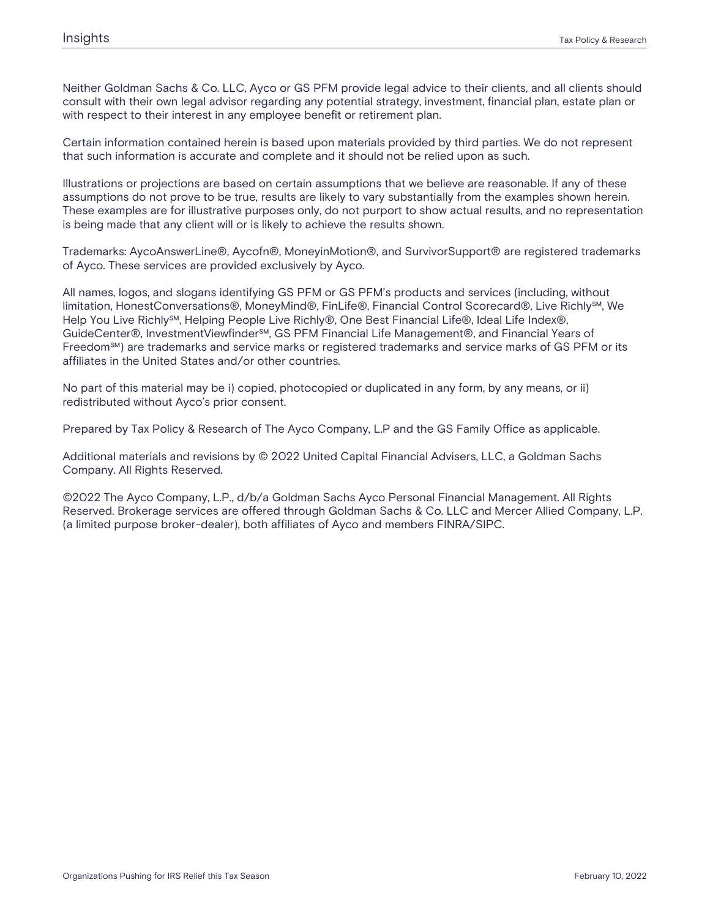Neither Goldman Sachs & Co. LLC, Ayco or GS PFM provide legal advice to their clients, and all clients should consult with their own legal advisor regarding any potential strategy, investment, financial plan, estate plan or with respect to their interest in any employee benefit or retirement plan.

Certain information contained herein is based upon materials provided by third parties. We do not represent that such information is accurate and complete and it should not be relied upon as such.

Illustrations or projections are based on certain assumptions that we believe are reasonable. If any of these assumptions do not prove to be true, results are likely to vary substantially from the examples shown herein. These examples are for illustrative purposes only, do not purport to show actual results, and no representation is being made that any client will or is likely to achieve the results shown.

Trademarks: AycoAnswerLine®, Aycofn®, MoneyinMotion®, and SurvivorSupport® are registered trademarks of Ayco. These services are provided exclusively by Ayco.

All names, logos, and slogans identifying GS PFM or GS PFM's products and services (including, without limitation, HonestConversations®, MoneyMind®, FinLife®, Financial Control Scorecard®, Live Richly℠, We Help You Live Richly℠, Helping People Live Richly®, One Best Financial Life®, Ideal Life Index®, GuideCenter®, InvestmentViewfinder℠, GS PFM Financial Life Management®, and Financial Years of Freedom℠) are trademarks and service marks or registered trademarks and service marks of GS PFM or its affiliates in the United States and/or other countries.

No part of this material may be i) copied, photocopied or duplicated in any form, by any means, or ii) redistributed without Ayco's prior consent.

Prepared by Tax Policy & Research of The Ayco Company, L.P and the GS Family Office as applicable.

Additional materials and revisions by © 2022 United Capital Financial Advisers, LLC, a Goldman Sachs Company. All Rights Reserved.

©2022 The Ayco Company, L.P., d/b/a Goldman Sachs Ayco Personal Financial Management. All Rights Reserved. Brokerage services are offered through Goldman Sachs & Co. LLC and Mercer Allied Company, L.P. (a limited purpose broker-dealer), both affiliates of Ayco and members FINRA/SIPC.